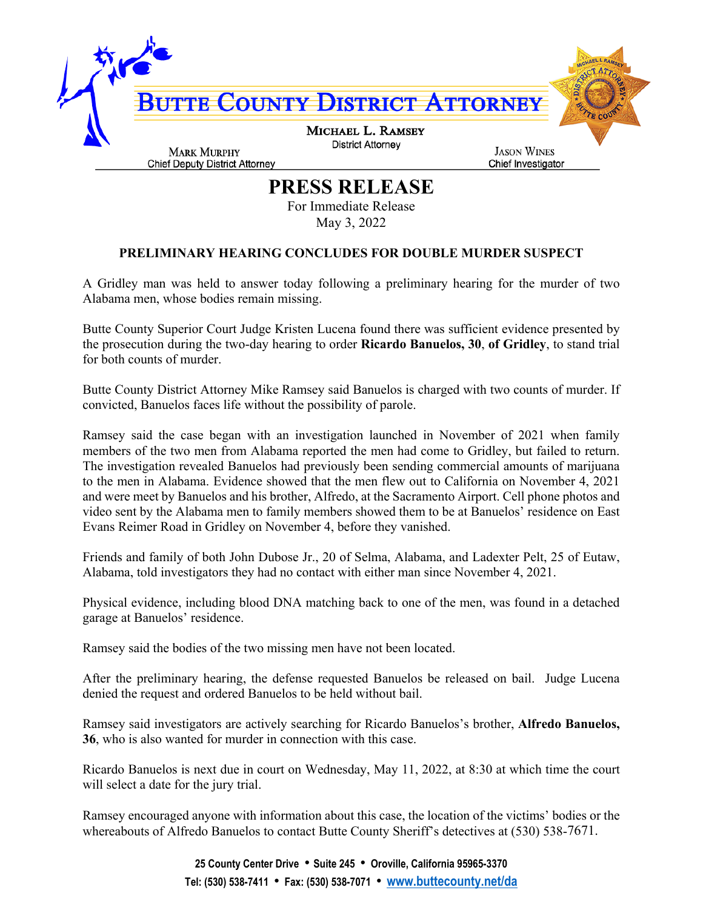# BUTTE COUNTY DISTRICT ATTORNEY

**MICHAEL L. RAMSEY**
District Attorney

**MARK MURPHY**
Chief Deputy District Attorney

**JASON WINES**
Chief Investigator

## PRESS RELEASE

For Immediate Release
May 3, 2022

### PRELIMINARY HEARING CONCLUDES FOR DOUBLE MURDER SUSPECT

A Gridley man was held to answer today following a preliminary hearing for the murder of two Alabama men, whose bodies remain missing.

Butte County Superior Court Judge Kristen Lucena found there was sufficient evidence presented by the prosecution during the two-day hearing to order **Ricardo Banuelos, 30**, **of Gridley**, to stand trial for both counts of murder.

Butte County District Attorney Mike Ramsey said Banuelos is charged with two counts of murder. If convicted, Banuelos faces life without the possibility of parole.

Ramsey said the case began with an investigation launched in November of 2021 when family members of the two men from Alabama reported the men had come to Gridley, but failed to return. The investigation revealed Banuelos had previously been sending commercial amounts of marijuana to the men in Alabama. Evidence showed that the men flew out to California on November 4, 2021 and were meet by Banuelos and his brother, Alfredo, at the Sacramento Airport. Cell phone photos and video sent by the Alabama men to family members showed them to be at Banuelos' residence on East Evans Reimer Road in Gridley on November 4, before they vanished.

Friends and family of both John Dubose Jr., 20 of Selma, Alabama, and Ladexter Pelt, 25 of Eutaw, Alabama, told investigators they had no contact with either man since November 4, 2021.

Physical evidence, including blood DNA matching back to one of the men, was found in a detached garage at Banuelos' residence.

Ramsey said the bodies of the two missing men have not been located.

After the preliminary hearing, the defense requested Banuelos be released on bail. Judge Lucena denied the request and ordered Banuelos to be held without bail.

Ramsey said investigators are actively searching for Ricardo Banuelos's brother, **Alfredo Banuelos, 36**, who is also wanted for murder in connection with this case.

Ricardo Banuelos is next due in court on Wednesday, May 11, 2022, at 8:30 at which time the court will select a date for the jury trial.

Ramsey encouraged anyone with information about this case, the location of the victims' bodies or the whereabouts of Alfredo Banuelos to contact Butte County Sheriff's detectives at (530) 538-7671.

**25 County Center Drive • Suite 245 • Oroville, California 95965-3370**
**Tel: (530) 538-7411 • Fax: (530) 538-7071 • www.buttecounty.net/da**